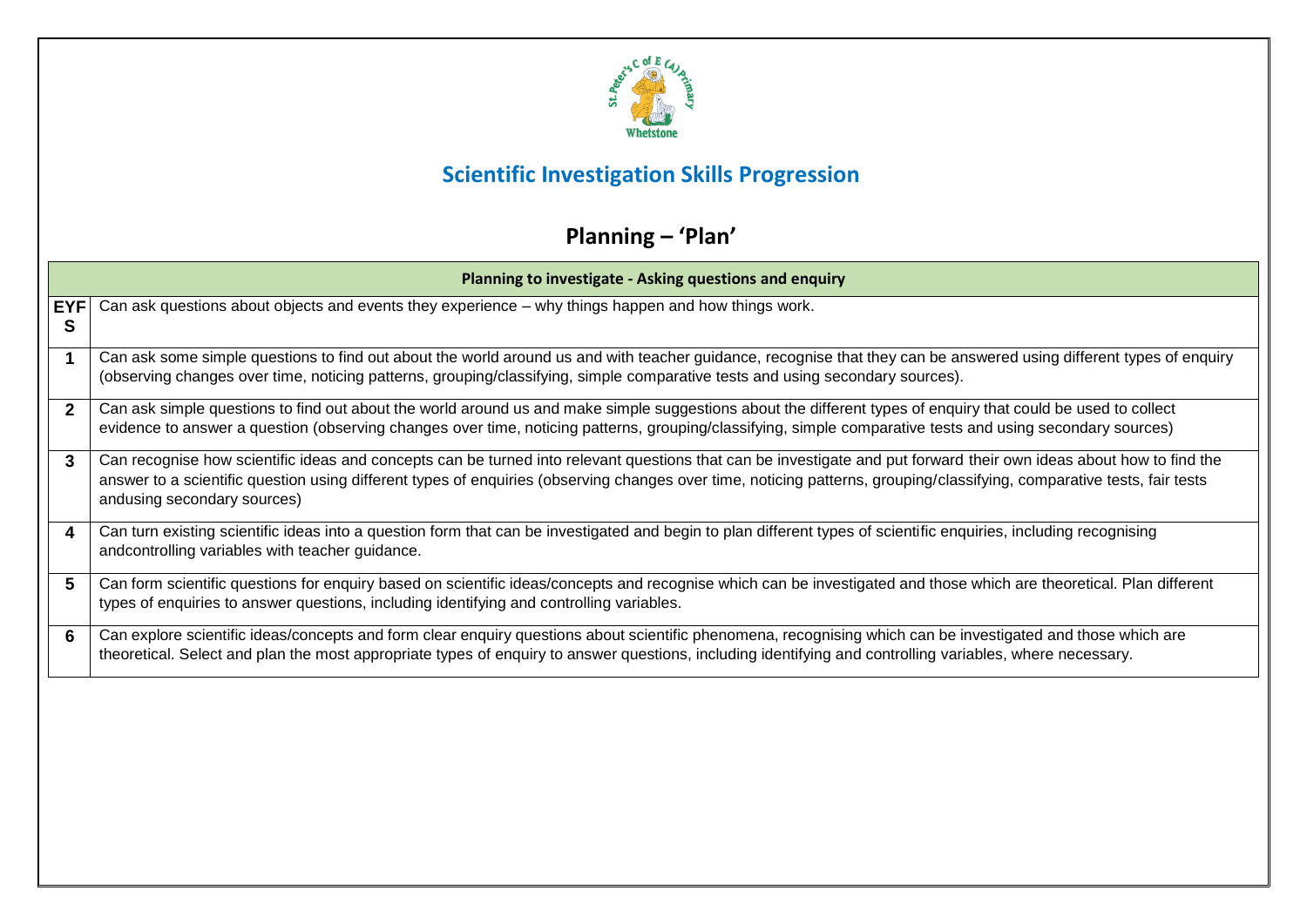# Scientific Investigation Skills Progression

## Planning – 'Plan'

| Planning to investigate - Asking questions and enquiry | |
|---|---|
| EYFS | Can ask questions about objects and events they experience – why things happen and how things work. |
| 1 | Can ask some simple questions to find out about the world around us and with teacher guidance, recognise that they can be answered using different types of enquiry (observing changes over time, noticing patterns, grouping/classifying, simple comparative tests and using secondary sources). |
| 2 | Can ask simple questions to find out about the world around us and make simple suggestions about the different types of enquiry that could be used to collect evidence to answer a question (observing changes over time, noticing patterns, grouping/classifying, simple comparative tests and using secondary sources) |
| 3 | Can recognise how scientific ideas and concepts can be turned into relevant questions that can be investigate and put forward their own ideas about how to find the answer to a scientific question using different types of enquiries (observing changes over time, noticing patterns, grouping/classifying, comparative tests, fair tests andusing secondary sources) |
| 4 | Can turn existing scientific ideas into a question form that can be investigated and begin to plan different types of scientific enquiries, including recognising andcontrolling variables with teacher guidance. |
| 5 | Can form scientific questions for enquiry based on scientific ideas/concepts and recognise which can be investigated and those which are theoretical. Plan different types of enquiries to answer questions, including identifying and controlling variables. |
| 6 | Can explore scientific ideas/concepts and form clear enquiry questions about scientific phenomena, recognising which can be investigated and those which are theoretical. Select and plan the most appropriate types of enquiry to answer questions, including identifying and controlling variables, where necessary. |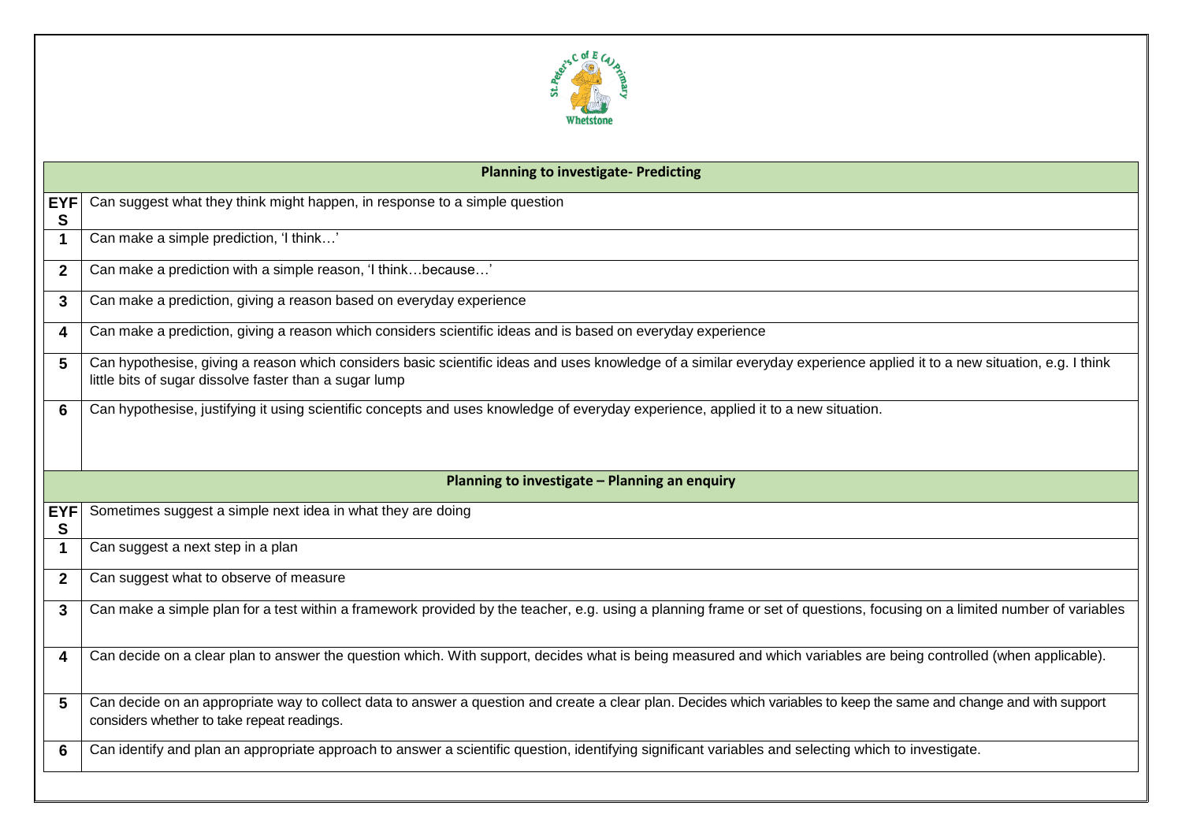## Planning to investigate- Predicting

| | |
|---|---|
| EYFS | Can suggest what they think might happen, in response to a simple question |
| 1 | Can make a simple prediction, 'I think…' |
| 2 | Can make a prediction with a simple reason, 'I think…because…' |
| 3 | Can make a prediction, giving a reason based on everyday experience |
| 4 | Can make a prediction, giving a reason which considers scientific ideas and is based on everyday experience |
| 5 | Can hypothesise, giving a reason which considers basic scientific ideas and uses knowledge of a similar everyday experience applied it to a new situation, e.g. I think little bits of sugar dissolve faster than a sugar lump |
| 6 | Can hypothesise, justifying it using scientific concepts and uses knowledge of everyday experience, applied it to a new situation. |

## Planning to investigate – Planning an enquiry

| | |
|---|---|
| EYFS | Sometimes suggest a simple next idea in what they are doing |
| 1 | Can suggest a next step in a plan |
| 2 | Can suggest what to observe of measure |
| 3 | Can make a simple plan for a test within a framework provided by the teacher, e.g. using a planning frame or set of questions, focusing on a limited number of variables |
| 4 | Can decide on a clear plan to answer the question which. With support, decides what is being measured and which variables are being controlled (when applicable). |
| 5 | Can decide on an appropriate way to collect data to answer a question and create a clear plan. Decides which variables to keep the same and change and with support considers whether to take repeat readings. |
| 6 | Can identify and plan an appropriate approach to answer a scientific question, identifying significant variables and selecting which to investigate. |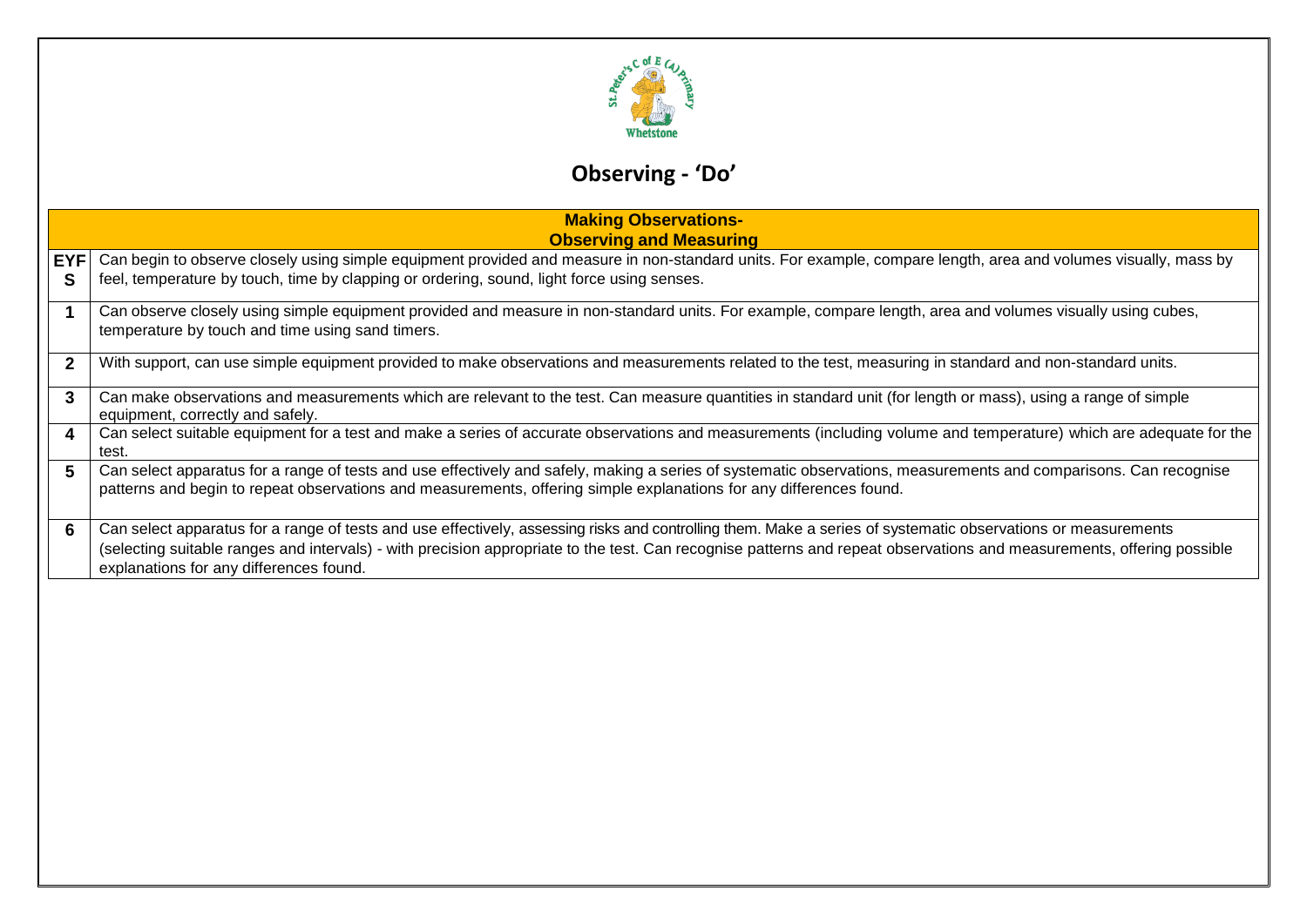# Observing - 'Do'

| | Making Observations- Observing and Measuring |
|---|---|
| EYFS | Can begin to observe closely using simple equipment provided and measure in non-standard units. For example, compare length, area and volumes visually, mass by feel, temperature by touch, time by clapping or ordering, sound, light force using senses. |
| 1 | Can observe closely using simple equipment provided and measure in non-standard units. For example, compare length, area and volumes visually using cubes, temperature by touch and time using sand timers. |
| 2 | With support, can use simple equipment provided to make observations and measurements related to the test, measuring in standard and non-standard units. |
| 3 | Can make observations and measurements which are relevant to the test. Can measure quantities in standard unit (for length or mass), using a range of simple equipment, correctly and safely. |
| 4 | Can select suitable equipment for a test and make a series of accurate observations and measurements (including volume and temperature) which are adequate for the test. |
| 5 | Can select apparatus for a range of tests and use effectively and safely, making a series of systematic observations, measurements and comparisons. Can recognise patterns and begin to repeat observations and measurements, offering simple explanations for any differences found. |
| 6 | Can select apparatus for a range of tests and use effectively, assessing risks and controlling them. Make a series of systematic observations or measurements (selecting suitable ranges and intervals) - with precision appropriate to the test. Can recognise patterns and repeat observations and measurements, offering possible explanations for any differences found. |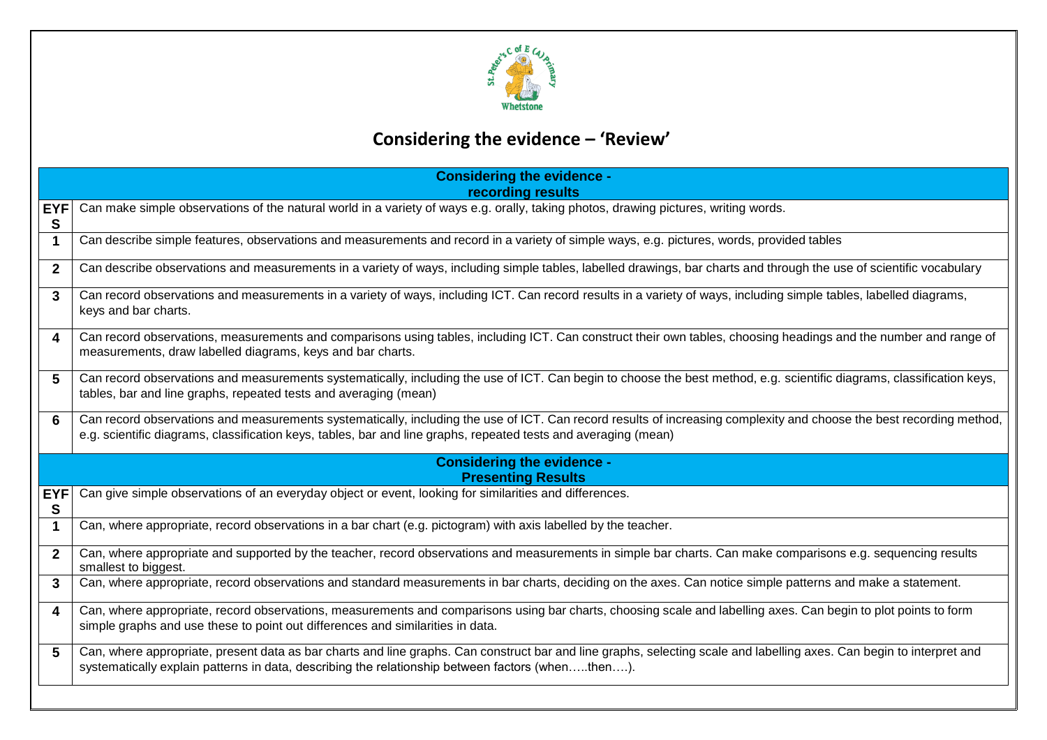# Considering the evidence – 'Review'

| Considering the evidence - recording results | |
|---|---|
| EYFS | Can make simple observations of the natural world in a variety of ways e.g. orally, taking photos, drawing pictures, writing words. |
| 1 | Can describe simple features, observations and measurements and record in a variety of simple ways, e.g. pictures, words, provided tables |
| 2 | Can describe observations and measurements in a variety of ways, including simple tables, labelled drawings, bar charts and through the use of scientific vocabulary |
| 3 | Can record observations and measurements in a variety of ways, including ICT. Can record results in a variety of ways, including simple tables, labelled diagrams, keys and bar charts. |
| 4 | Can record observations, measurements and comparisons using tables, including ICT. Can construct their own tables, choosing headings and the number and range of measurements, draw labelled diagrams, keys and bar charts. |
| 5 | Can record observations and measurements systematically, including the use of ICT. Can begin to choose the best method, e.g. scientific diagrams, classification keys, tables, bar and line graphs, repeated tests and averaging (mean) |
| 6 | Can record observations and measurements systematically, including the use of ICT. Can record results of increasing complexity and choose the best recording method, e.g. scientific diagrams, classification keys, tables, bar and line graphs, repeated tests and averaging (mean) |

| Considering the evidence - Presenting Results | |
|---|---|
| EYFS | Can give simple observations of an everyday object or event, looking for similarities and differences. |
| 1 | Can, where appropriate, record observations in a bar chart (e.g. pictogram) with axis labelled by the teacher. |
| 2 | Can, where appropriate and supported by the teacher, record observations and measurements in simple bar charts. Can make comparisons e.g. sequencing results smallest to biggest. |
| 3 | Can, where appropriate, record observations and standard measurements in bar charts, deciding on the axes. Can notice simple patterns and make a statement. |
| 4 | Can, where appropriate, record observations, measurements and comparisons using bar charts, choosing scale and labelling axes. Can begin to plot points to form simple graphs and use these to point out differences and similarities in data. |
| 5 | Can, where appropriate, present data as bar charts and line graphs. Can construct bar and line graphs, selecting scale and labelling axes. Can begin to interpret and systematically explain patterns in data, describing the relationship between factors (when…..then….). |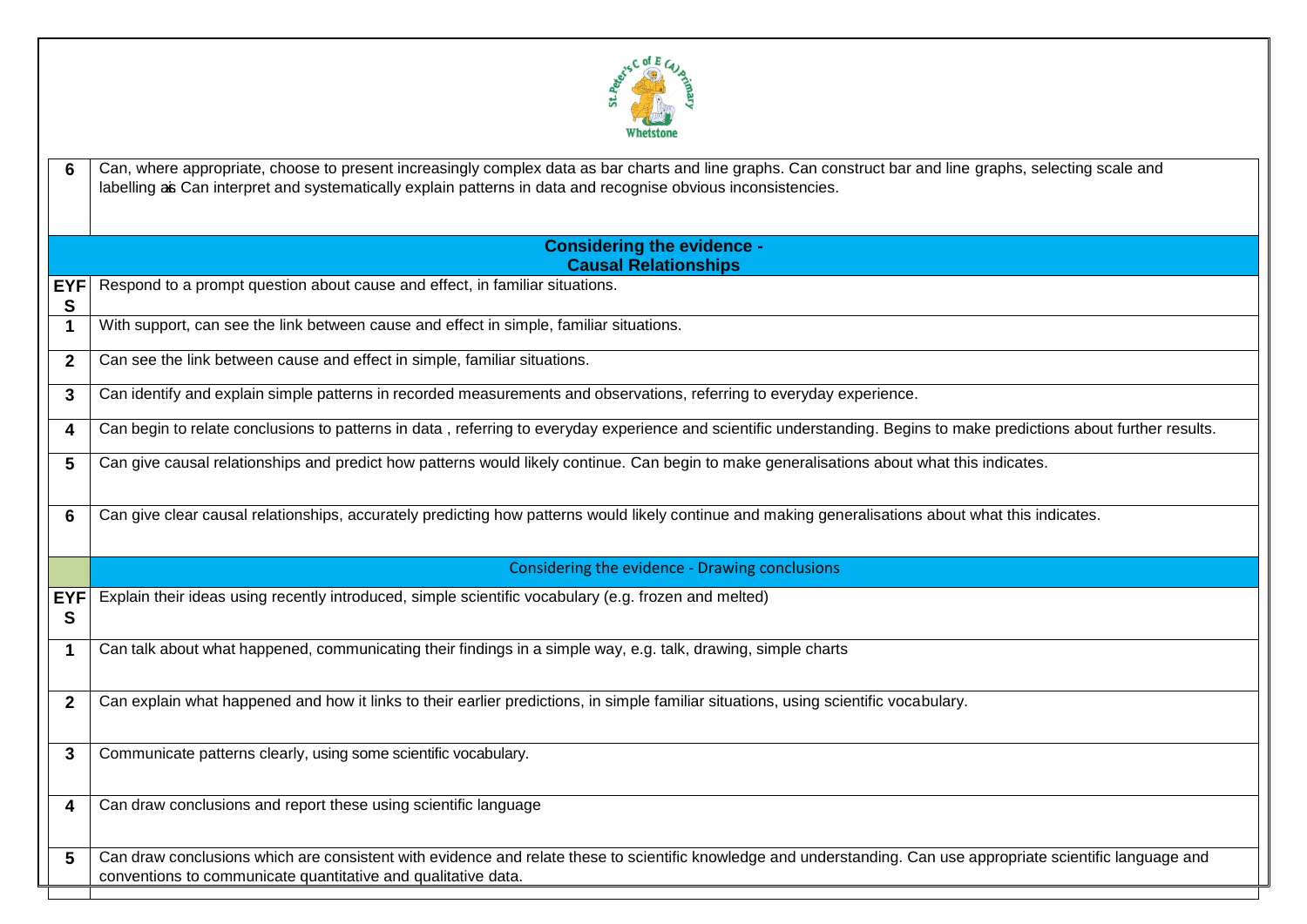| | |
|---|---|
| **6** | Can, where appropriate, choose to present increasingly complex data as bar charts and line graphs. Can construct bar and line graphs, selecting scale and labelling axis Can interpret and systematically explain patterns in data and recognise obvious inconsistencies. |
| | **Considering the evidence - Causal Relationships** |
| **EYFS** | Respond to a prompt question about cause and effect, in familiar situations. |
| **1** | With support, can see the link between cause and effect in simple, familiar situations. |
| **2** | Can see the link between cause and effect in simple, familiar situations. |
| **3** | Can identify and explain simple patterns in recorded measurements and observations, referring to everyday experience. |
| **4** | Can begin to relate conclusions to patterns in data , referring to everyday experience and scientific understanding. Begins to make predictions about further results. |
| **5** | Can give causal relationships and predict how patterns would likely continue. Can begin to make generalisations about what this indicates. |
| **6** | Can give clear causal relationships, accurately predicting how patterns would likely continue and making generalisations about what this indicates. |
| | Considering the evidence - Drawing conclusions |
| **EYFS** | Explain their ideas using recently introduced, simple scientific vocabulary (e.g. frozen and melted) |
| **1** | Can talk about what happened, communicating their findings in a simple way, e.g. talk, drawing, simple charts |
| **2** | Can explain what happened and how it links to their earlier predictions, in simple familiar situations, using scientific vocabulary. |
| **3** | Communicate patterns clearly, using some scientific vocabulary. |
| **4** | Can draw conclusions and report these using scientific language |
| **5** | Can draw conclusions which are consistent with evidence and relate these to scientific knowledge and understanding. Can use appropriate scientific language and conventions to communicate quantitative and qualitative data. |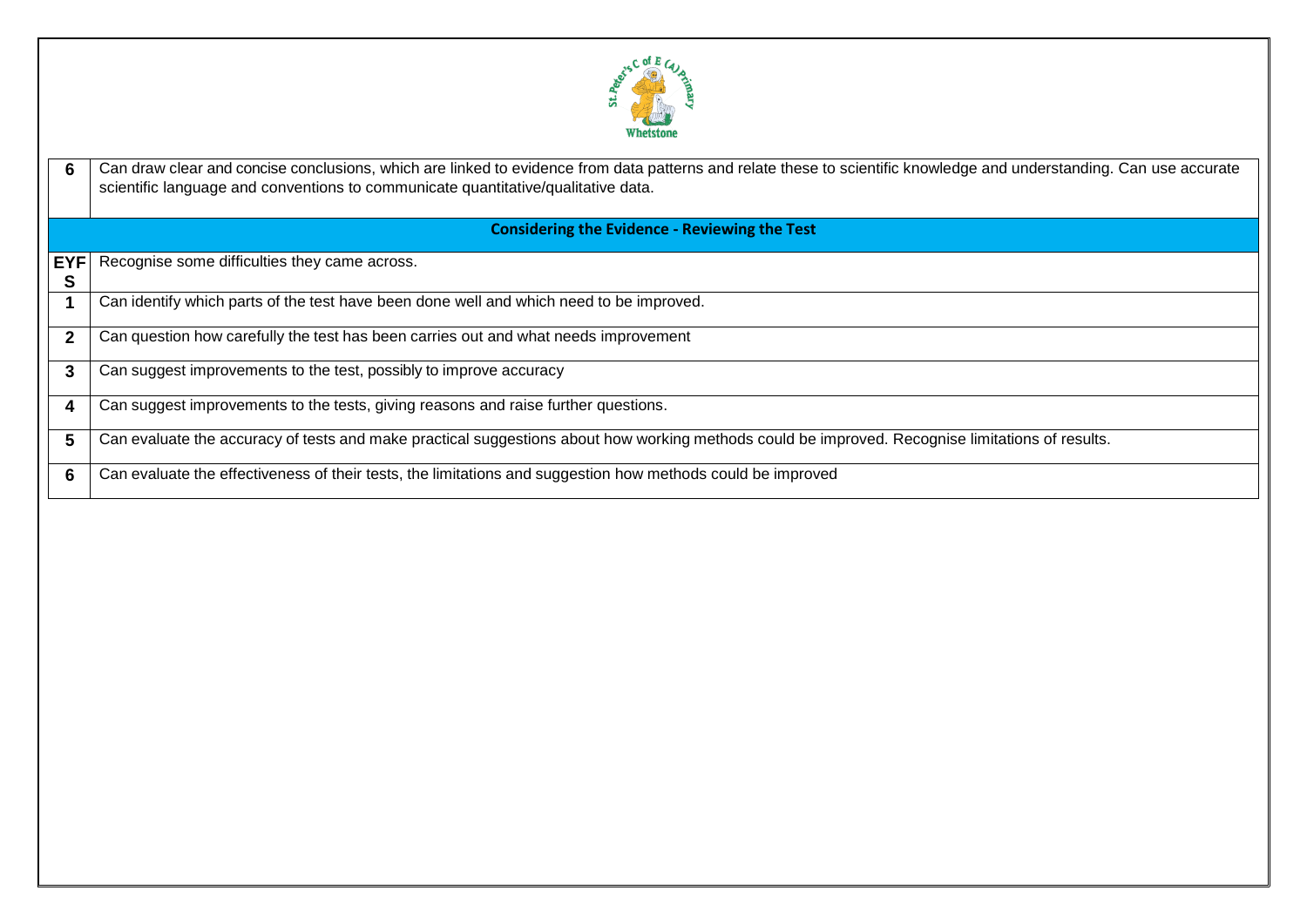| | |
|---|---|
| **6** | Can draw clear and concise conclusions, which are linked to evidence from data patterns and relate these to scientific knowledge and understanding. Can use accurate scientific language and conventions to communicate quantitative/qualitative data. |
| | **Considering the Evidence - Reviewing the Test** |
| **EYFS** | Recognise some difficulties they came across. |
| **1** | Can identify which parts of the test have been done well and which need to be improved. |
| **2** | Can question how carefully the test has been carries out and what needs improvement |
| **3** | Can suggest improvements to the test, possibly to improve accuracy |
| **4** | Can suggest improvements to the tests, giving reasons and raise further questions. |
| **5** | Can evaluate the accuracy of tests and make practical suggestions about how working methods could be improved. Recognise limitations of results. |
| **6** | Can evaluate the effectiveness of their tests, the limitations and suggestion how methods could be improved |